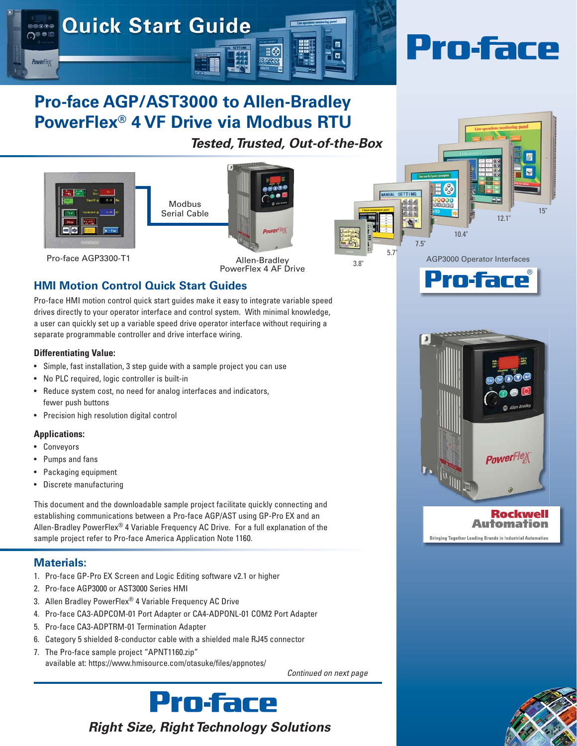# Quick Start Guide

# Pro-face AGP/AST3000 to Allen-Bradley PowerFlex® 4 VF Drive via Modbus RTU

***Tested, Trusted, Out-of-the-Box***

Pro-face AGP3300-T1

Modbus Serial Cable

Allen-Bradley PowerFlex 4 AF Drive

AGP3000 Operator Interfaces

## HMI Motion Control Quick Start Guides

Pro-face HMI motion control quick start guides make it easy to integrate variable speed drives directly to your operator interface and control system. With minimal knowledge, a user can quickly set up a variable speed drive operator interface without requiring a separate programmable controller and drive interface wiring.

**Differentiating Value:**

- Simple, fast installation, 3 step guide with a sample project you can use
- No PLC required, logic controller is built-in
- Reduce system cost, no need for analog interfaces and indicators, fewer push buttons
- Precision high resolution digital control

**Applications:**

- Conveyors
- Pumps and fans
- Packaging equipment
- Discrete manufacturing

This document and the downloadable sample project facilitate quickly connecting and establishing communications between a Pro-face AGP/AST using GP-Pro EX and an Allen-Bradley PowerFlex® 4 Variable Frequency AC Drive. For a full explanation of the sample project refer to Pro-face America Application Note 1160.

## Materials:

1. Pro-face GP-Pro EX Screen and Logic Editing software v2.1 or higher
2. Pro-face AGP3000 or AST3000 Series HMI
3. Allen Bradley PowerFlex® 4 Variable Frequency AC Drive
4. Pro-face CA3-ADPCOM-01 Port Adapter or CA4-ADPONL-01 COM2 Port Adapter
5. Pro-face CA3-ADPTRM-01 Termination Adapter
6. Category 5 shielded 8-conductor cable with a shielded male RJ45 connector
7. The Pro-face sample project "APNT1160.zip" available at: https://www.hmisource.com/otasuke/files/appnotes/

*Continued on next page*

***Right Size, Right Technology Solutions***

Rockwell Automation
Bringing Together Leading Brands in Industrial Automation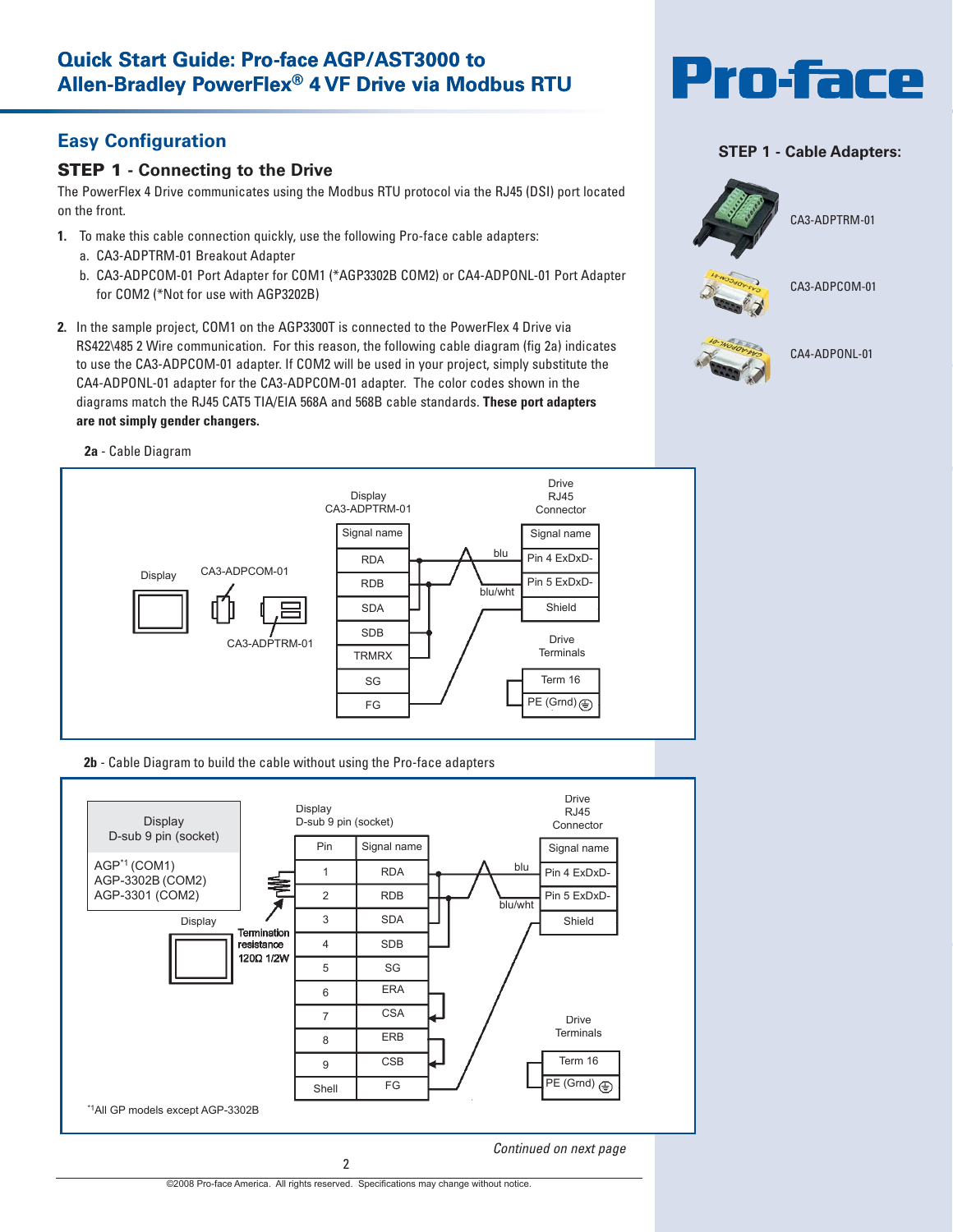## Quick Start Guide: Pro-face AGP/AST3000 to Allen-Bradley PowerFlex® 4 VF Drive via Modbus RTU

## Easy Configuration

### STEP 1 - Connecting to the Drive

The PowerFlex 4 Drive communicates using the Modbus RTU protocol via the RJ45 (DSI) port located on the front.

1. To make this cable connection quickly, use the following Pro-face cable adapters:
   a. CA3-ADPTRM-01 Breakout Adapter
   b. CA3-ADPCOM-01 Port Adapter for COM1 (*AGP3302B COM2) or CA4-ADPONL-01 Port Adapter for COM2 (*Not for use with AGP3202B)

2. In the sample project, COM1 on the AGP3300T is connected to the PowerFlex 4 Drive via RS422\485 2 Wire communication. For this reason, the following cable diagram (fig 2a) indicates to use the CA3-ADPCOM-01 adapter. If COM2 will be used in your project, simply substitute the CA4-ADPONL-01 adapter for the CA3-ADPCOM-01 adapter. The color codes shown in the diagrams match the RJ45 CAT5 TIA/EIA 568A and 568B cable standards. **These port adapters are not simply gender changers.**

**2a** - Cable Diagram

Display — CA3-ADPCOM-01 — CA3-ADPTRM-01

| Display CA3-ADPTRM-01 Signal name |
|---|
| RDA |
| RDB |
| SDA |
| SDB |
| TRMRX |
| SG |
| FG |

| Drive RJ45 Connector Signal name |
|---|
| Pin 4 ExDxD- |
| Pin 5 ExDxD- |
| Shield |

| Drive Terminals |
|---|
| Term 16 |
| PE (Grnd) |

blu, blu/wht

**2b** - Cable Diagram to build the cable without using the Pro-face adapters

| Display D-sub 9 pin (socket) |
|---|
| AGP[*1] (COM1) AGP-3302B (COM2) AGP-3301 (COM2) |

Termination resistance 120Ω 1/2W

| Pin | Signal name |
|---|---|
| 1 | RDA |
| 2 | RDB |
| 3 | SDA |
| 4 | SDB |
| 5 | SG |
| 6 | ERA |
| 7 | CSA |
| 8 | ERB |
| 9 | CSB |
| Shell | FG |

| Drive RJ45 Connector Signal name |
|---|
| Pin 4 ExDxD- |
| Pin 5 ExDxD- |
| Shield |

| Drive Terminals |
|---|
| Term 16 |
| PE (Grnd) |

blu, blu/wht

[*1] All GP models except AGP-3302B

*Continued on next page*

### STEP 1 - Cable Adapters:

CA3-ADPTRM-01

CA3-ADPCOM-01

CA4-ADPONL-01

©2008 Pro-face America. All rights reserved. Specifications may change without notice.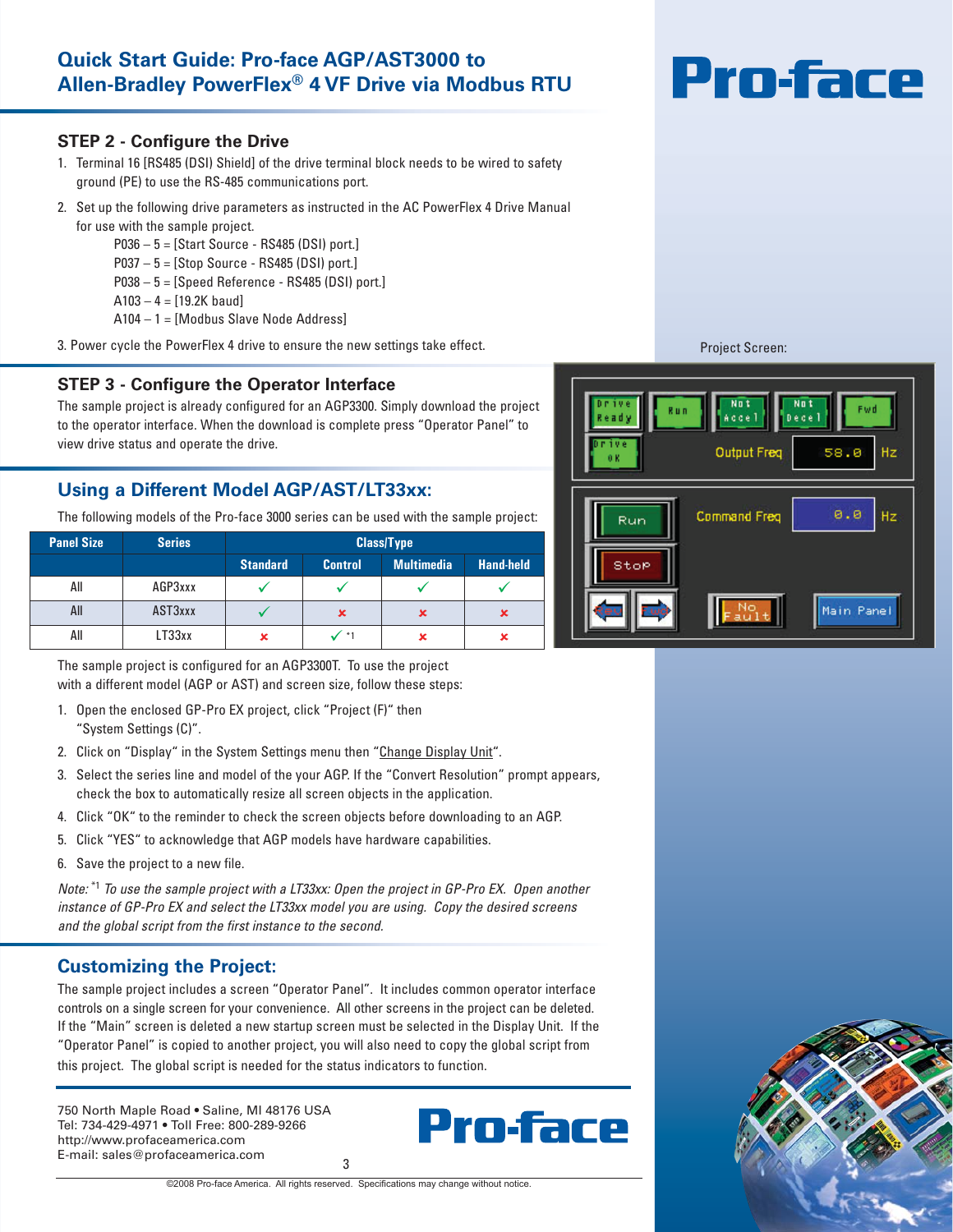# Quick Start Guide: Pro-face AGP/AST3000 to Allen-Bradley PowerFlex® 4 VF Drive via Modbus RTU

## STEP 2 - Configure the Drive

1. Terminal 16 [RS485 (DSI) Shield] of the drive terminal block needs to be wired to safety ground (PE) to use the RS-485 communications port.
2. Set up the following drive parameters as instructed in the AC PowerFlex 4 Drive Manual for use with the sample project.
   - P036 – 5 = [Start Source - RS485 (DSI) port.]
   - P037 – 5 = [Stop Source - RS485 (DSI) port.]
   - P038 – 5 = [Speed Reference - RS485 (DSI) port.]
   - A103 – 4 = [19.2K baud]
   - A104 – 1 = [Modbus Slave Node Address]
3. Power cycle the PowerFlex 4 drive to ensure the new settings take effect.

Project Screen:

Drive Ready | Run | Not Accel | Not Decel | Fwd
Drive OK
Output Freq 58.0 Hz
Run
Command Freq 0.0 Hz
Stop
No Fault
Main Panel

## STEP 3 - Configure the Operator Interface

The sample project is already configured for an AGP3300. Simply download the project to the operator interface. When the download is complete press "Operator Panel" to view drive status and operate the drive.

## Using a Different Model AGP/AST/LT33xx:

The following models of the Pro-face 3000 series can be used with the sample project:

| Panel Size | Series | Class/Type | | | |
|---|---|---|---|---|---|
| | | Standard | Control | Multimedia | Hand-held |
| All | AGP3xxx | ✓ | ✓ | ✓ | ✓ |
| All | AST3xxx | ✓ | ✗ | ✗ | ✗ |
| All | LT33xx | ✗ | ✓ *1 | ✗ | ✗ |

The sample project is configured for an AGP3300T. To use the project with a different model (AGP or AST) and screen size, follow these steps:

1. Open the enclosed GP-Pro EX project, click "Project (F)" then "System Settings (C)".
2. Click on "Display" in the System Settings menu then "Change Display Unit".
3. Select the series line and model of the your AGP. If the "Convert Resolution" prompt appears, check the box to automatically resize all screen objects in the application.
4. Click "OK" to the reminder to check the screen objects before downloading to an AGP.
5. Click "YES" to acknowledge that AGP models have hardware capabilities.
6. Save the project to a new file.

*Note: *1 To use the sample project with a LT33xx: Open the project in GP-Pro EX. Open another instance of GP-Pro EX and select the LT33xx model you are using. Copy the desired screens and the global script from the first instance to the second.*

## Customizing the Project:

The sample project includes a screen "Operator Panel". It includes common operator interface controls on a single screen for your convenience. All other screens in the project can be deleted. If the "Main" screen is deleted a new startup screen must be selected in the Display Unit. If the "Operator Panel" is copied to another project, you will also need to copy the global script from this project. The global script is needed for the status indicators to function.

750 North Maple Road • Saline, MI 48176 USA
Tel: 734-429-4971 • Toll Free: 800-289-9266
http://www.profaceamerica.com
E-mail: sales@profaceamerica.com

©2008 Pro-face America. All rights reserved. Specifications may change without notice.